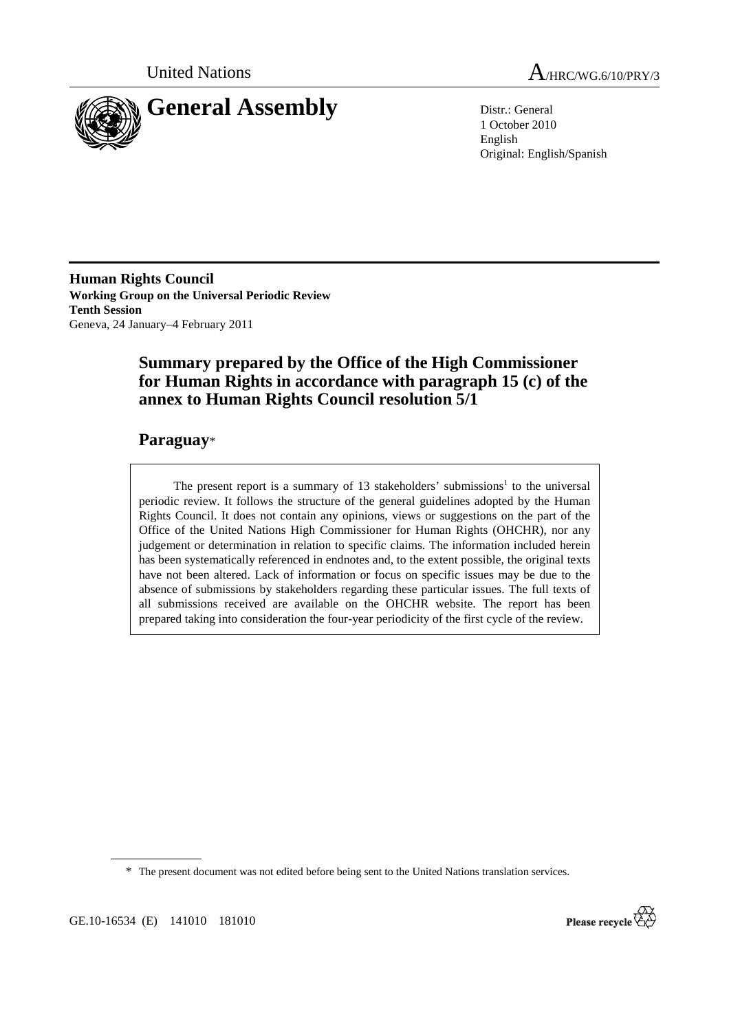United Nations

# A/HRC/WG.6/10/PRY/3

# General Assembly

Distr.: General
1 October 2010
English
Original: English/Spanish

**Human Rights Council**
**Working Group on the Universal Periodic Review**
**Tenth Session**
Geneva, 24 January–4 February 2011

## Summary prepared by the Office of the High Commissioner for Human Rights in accordance with paragraph 15 (c) of the annex to Human Rights Council resolution 5/1

## Paraguay*

The present report is a summary of 13 stakeholders' submissions[1] to the universal periodic review. It follows the structure of the general guidelines adopted by the Human Rights Council. It does not contain any opinions, views or suggestions on the part of the Office of the United Nations High Commissioner for Human Rights (OHCHR), nor any judgement or determination in relation to specific claims. The information included herein has been systematically referenced in endnotes and, to the extent possible, the original texts have not been altered. Lack of information or focus on specific issues may be due to the absence of submissions by stakeholders regarding these particular issues. The full texts of all submissions received are available on the OHCHR website. The report has been prepared taking into consideration the four-year periodicity of the first cycle of the review.

\* The present document was not edited before being sent to the United Nations translation services.

GE.10-16534 (E) 141010 181010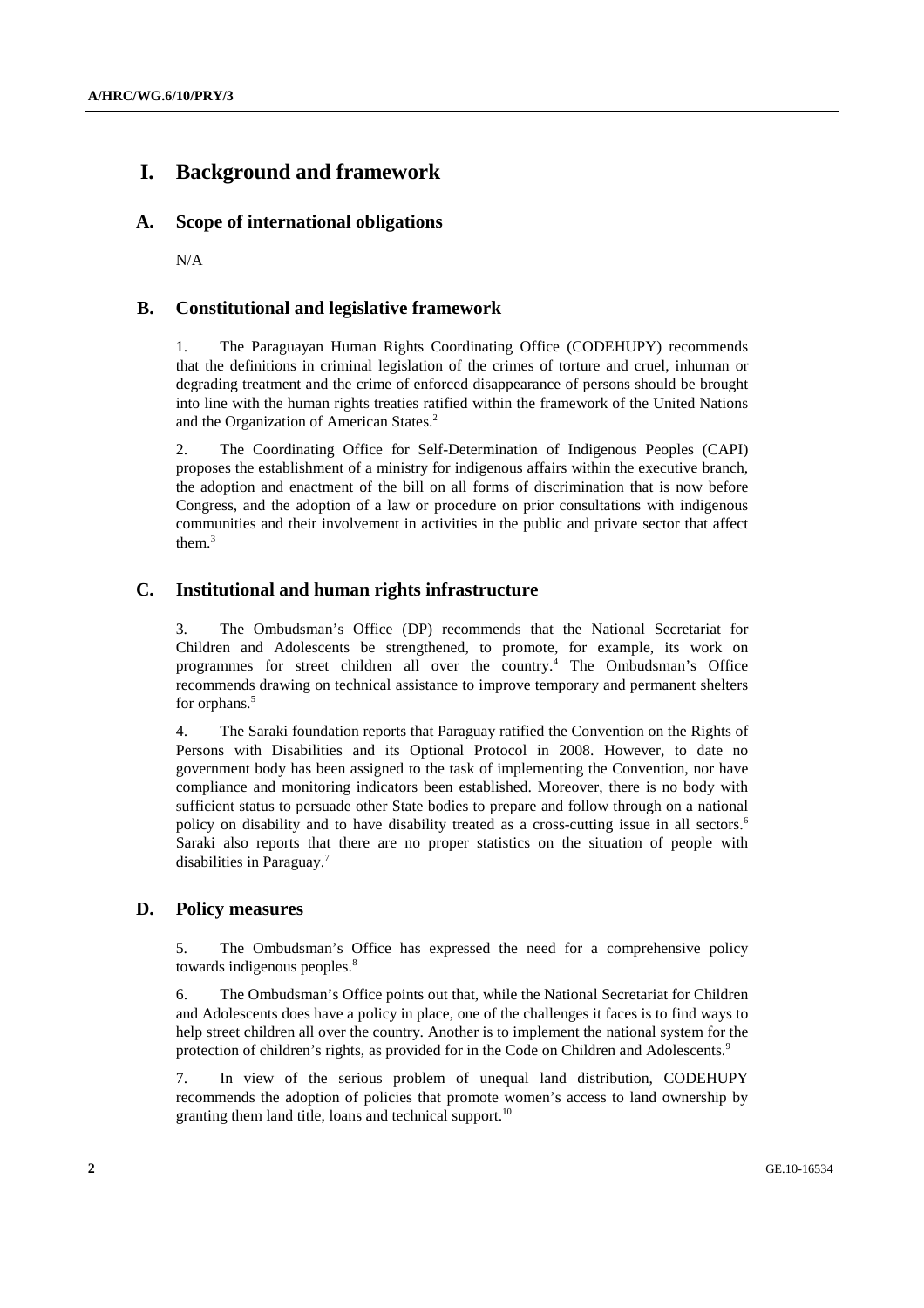# I. Background and framework

## A. Scope of international obligations

N/A

## B. Constitutional and legislative framework

1. The Paraguayan Human Rights Coordinating Office (CODEHUPY) recommends that the definitions in criminal legislation of the crimes of torture and cruel, inhuman or degrading treatment and the crime of enforced disappearance of persons should be brought into line with the human rights treaties ratified within the framework of the United Nations and the Organization of American States.[2]

2. The Coordinating Office for Self-Determination of Indigenous Peoples (CAPI) proposes the establishment of a ministry for indigenous affairs within the executive branch, the adoption and enactment of the bill on all forms of discrimination that is now before Congress, and the adoption of a law or procedure on prior consultations with indigenous communities and their involvement in activities in the public and private sector that affect them.[3]

## C. Institutional and human rights infrastructure

3. The Ombudsman's Office (DP) recommends that the National Secretariat for Children and Adolescents be strengthened, to promote, for example, its work on programmes for street children all over the country.[4] The Ombudsman's Office recommends drawing on technical assistance to improve temporary and permanent shelters for orphans.[5]

4. The Saraki foundation reports that Paraguay ratified the Convention on the Rights of Persons with Disabilities and its Optional Protocol in 2008. However, to date no government body has been assigned to the task of implementing the Convention, nor have compliance and monitoring indicators been established. Moreover, there is no body with sufficient status to persuade other State bodies to prepare and follow through on a national policy on disability and to have disability treated as a cross-cutting issue in all sectors.[6] Saraki also reports that there are no proper statistics on the situation of people with disabilities in Paraguay.[7]

## D. Policy measures

5. The Ombudsman's Office has expressed the need for a comprehensive policy towards indigenous peoples.[8]

6. The Ombudsman's Office points out that, while the National Secretariat for Children and Adolescents does have a policy in place, one of the challenges it faces is to find ways to help street children all over the country. Another is to implement the national system for the protection of children's rights, as provided for in the Code on Children and Adolescents.[9]

7. In view of the serious problem of unequal land distribution, CODEHUPY recommends the adoption of policies that promote women's access to land ownership by granting them land title, loans and technical support.[10]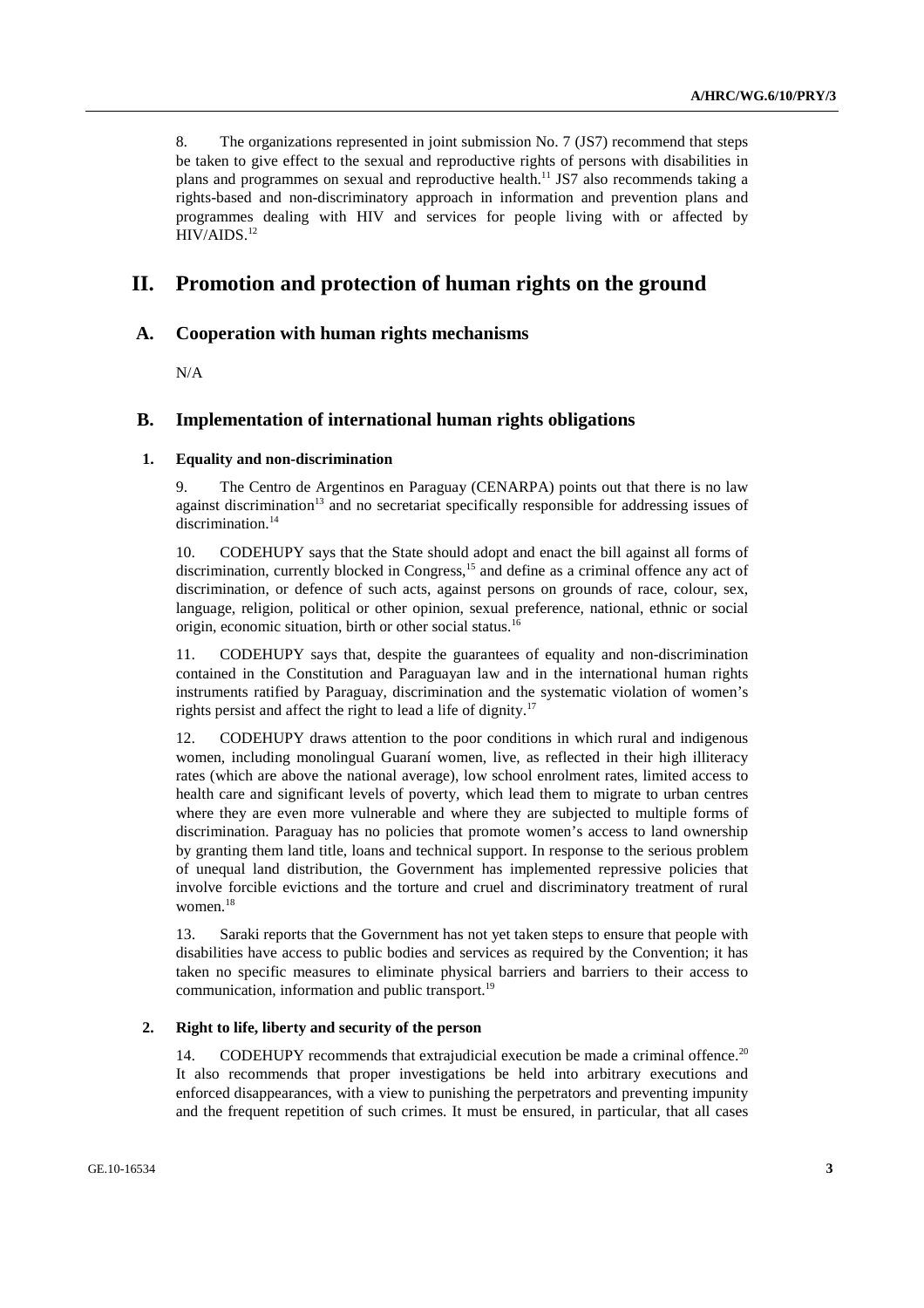8. The organizations represented in joint submission No. 7 (JS7) recommend that steps be taken to give effect to the sexual and reproductive rights of persons with disabilities in plans and programmes on sexual and reproductive health.[11] JS7 also recommends taking a rights-based and non-discriminatory approach in information and prevention plans and programmes dealing with HIV and services for people living with or affected by HIV/AIDS.[12]

# II. Promotion and protection of human rights on the ground

## A. Cooperation with human rights mechanisms

N/A

## B. Implementation of international human rights obligations

### 1. Equality and non-discrimination

9. The Centro de Argentinos en Paraguay (CENARPA) points out that there is no law against discrimination[13] and no secretariat specifically responsible for addressing issues of discrimination.[14]

10. CODEHUPY says that the State should adopt and enact the bill against all forms of discrimination, currently blocked in Congress,[15] and define as a criminal offence any act of discrimination, or defence of such acts, against persons on grounds of race, colour, sex, language, religion, political or other opinion, sexual preference, national, ethnic or social origin, economic situation, birth or other social status.[16]

11. CODEHUPY says that, despite the guarantees of equality and non-discrimination contained in the Constitution and Paraguayan law and in the international human rights instruments ratified by Paraguay, discrimination and the systematic violation of women's rights persist and affect the right to lead a life of dignity.[17]

12. CODEHUPY draws attention to the poor conditions in which rural and indigenous women, including monolingual Guaraní women, live, as reflected in their high illiteracy rates (which are above the national average), low school enrolment rates, limited access to health care and significant levels of poverty, which lead them to migrate to urban centres where they are even more vulnerable and where they are subjected to multiple forms of discrimination. Paraguay has no policies that promote women's access to land ownership by granting them land title, loans and technical support. In response to the serious problem of unequal land distribution, the Government has implemented repressive policies that involve forcible evictions and the torture and cruel and discriminatory treatment of rural women.[18]

13. Saraki reports that the Government has not yet taken steps to ensure that people with disabilities have access to public bodies and services as required by the Convention; it has taken no specific measures to eliminate physical barriers and barriers to their access to communication, information and public transport.[19]

### 2. Right to life, liberty and security of the person

14. CODEHUPY recommends that extrajudicial execution be made a criminal offence.[20] It also recommends that proper investigations be held into arbitrary executions and enforced disappearances, with a view to punishing the perpetrators and preventing impunity and the frequent repetition of such crimes. It must be ensured, in particular, that all cases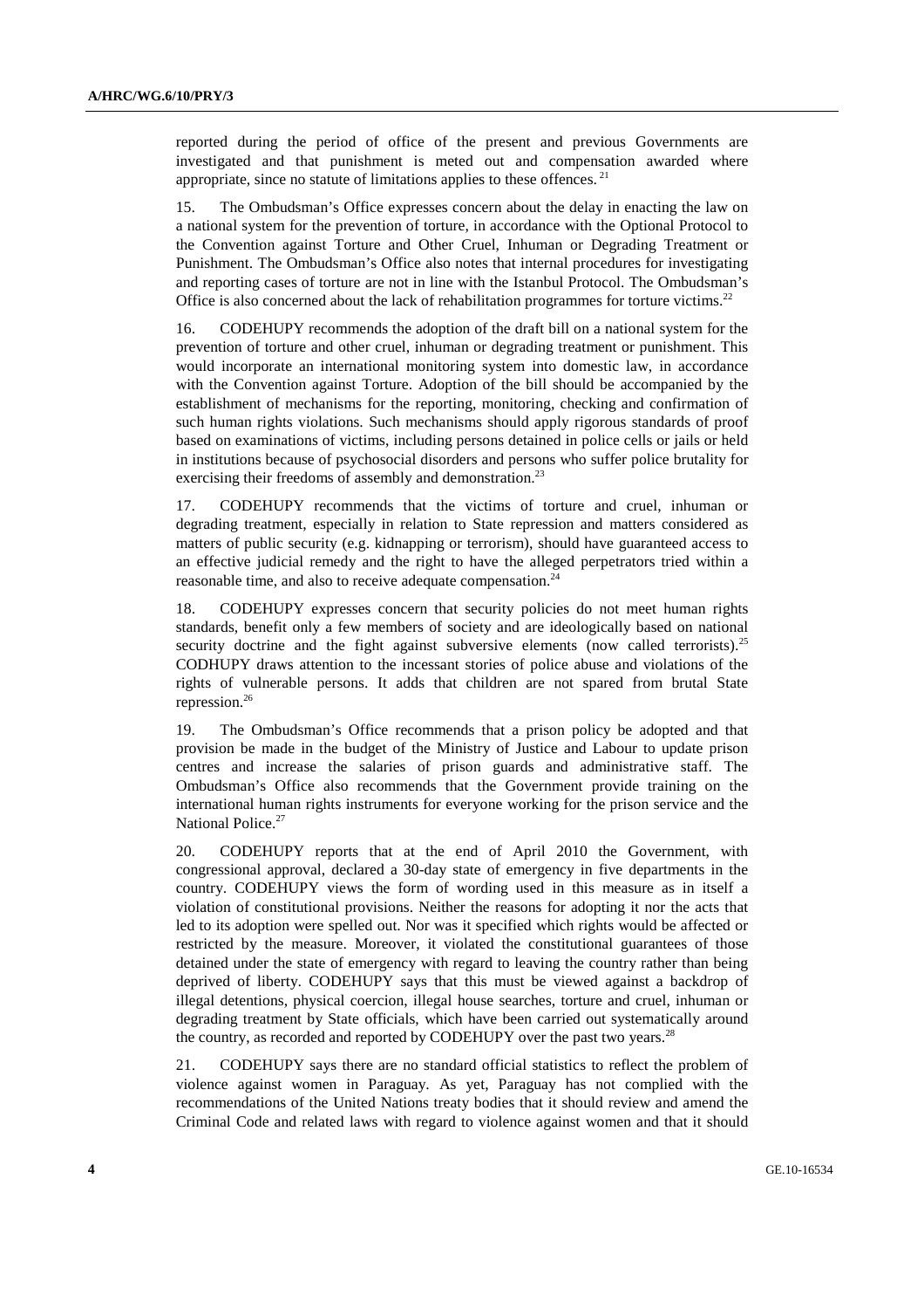reported during the period of office of the present and previous Governments are investigated and that punishment is meted out and compensation awarded where appropriate, since no statute of limitations applies to these offences. [21]

15. The Ombudsman's Office expresses concern about the delay in enacting the law on a national system for the prevention of torture, in accordance with the Optional Protocol to the Convention against Torture and Other Cruel, Inhuman or Degrading Treatment or Punishment. The Ombudsman's Office also notes that internal procedures for investigating and reporting cases of torture are not in line with the Istanbul Protocol. The Ombudsman's Office is also concerned about the lack of rehabilitation programmes for torture victims.[22]

16. CODEHUPY recommends the adoption of the draft bill on a national system for the prevention of torture and other cruel, inhuman or degrading treatment or punishment. This would incorporate an international monitoring system into domestic law, in accordance with the Convention against Torture. Adoption of the bill should be accompanied by the establishment of mechanisms for the reporting, monitoring, checking and confirmation of such human rights violations. Such mechanisms should apply rigorous standards of proof based on examinations of victims, including persons detained in police cells or jails or held in institutions because of psychosocial disorders and persons who suffer police brutality for exercising their freedoms of assembly and demonstration.[23]

17. CODEHUPY recommends that the victims of torture and cruel, inhuman or degrading treatment, especially in relation to State repression and matters considered as matters of public security (e.g. kidnapping or terrorism), should have guaranteed access to an effective judicial remedy and the right to have the alleged perpetrators tried within a reasonable time, and also to receive adequate compensation.[24]

18. CODEHUPY expresses concern that security policies do not meet human rights standards, benefit only a few members of society and are ideologically based on national security doctrine and the fight against subversive elements (now called terrorists).[25] CODHUPY draws attention to the incessant stories of police abuse and violations of the rights of vulnerable persons. It adds that children are not spared from brutal State repression.[26]

19. The Ombudsman's Office recommends that a prison policy be adopted and that provision be made in the budget of the Ministry of Justice and Labour to update prison centres and increase the salaries of prison guards and administrative staff. The Ombudsman's Office also recommends that the Government provide training on the international human rights instruments for everyone working for the prison service and the National Police.[27]

20. CODEHUPY reports that at the end of April 2010 the Government, with congressional approval, declared a 30-day state of emergency in five departments in the country. CODEHUPY views the form of wording used in this measure as in itself a violation of constitutional provisions. Neither the reasons for adopting it nor the acts that led to its adoption were spelled out. Nor was it specified which rights would be affected or restricted by the measure. Moreover, it violated the constitutional guarantees of those detained under the state of emergency with regard to leaving the country rather than being deprived of liberty. CODEHUPY says that this must be viewed against a backdrop of illegal detentions, physical coercion, illegal house searches, torture and cruel, inhuman or degrading treatment by State officials, which have been carried out systematically around the country, as recorded and reported by CODEHUPY over the past two years.[28]

21. CODEHUPY says there are no standard official statistics to reflect the problem of violence against women in Paraguay. As yet, Paraguay has not complied with the recommendations of the United Nations treaty bodies that it should review and amend the Criminal Code and related laws with regard to violence against women and that it should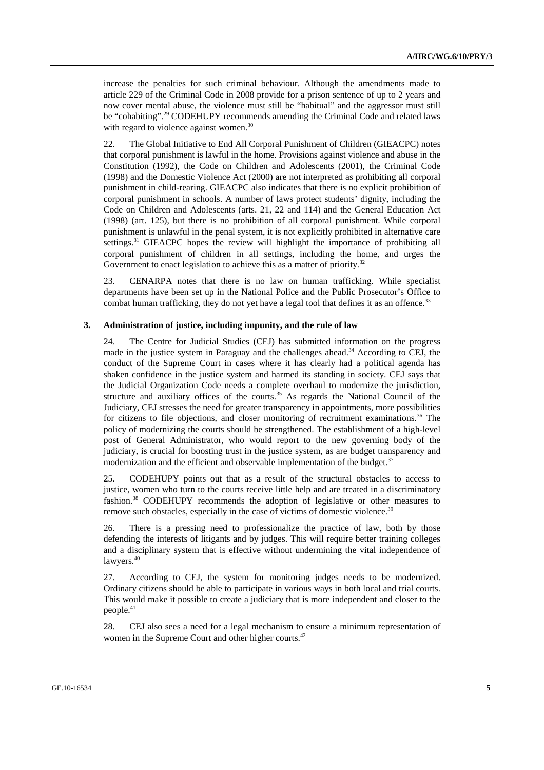increase the penalties for such criminal behaviour. Although the amendments made to article 229 of the Criminal Code in 2008 provide for a prison sentence of up to 2 years and now cover mental abuse, the violence must still be "habitual" and the aggressor must still be "cohabiting".[29] CODEHUPY recommends amending the Criminal Code and related laws with regard to violence against women.[30]

22. The Global Initiative to End All Corporal Punishment of Children (GIEACPC) notes that corporal punishment is lawful in the home. Provisions against violence and abuse in the Constitution (1992), the Code on Children and Adolescents (2001), the Criminal Code (1998) and the Domestic Violence Act (2000) are not interpreted as prohibiting all corporal punishment in child-rearing. GIEACPC also indicates that there is no explicit prohibition of corporal punishment in schools. A number of laws protect students' dignity, including the Code on Children and Adolescents (arts. 21, 22 and 114) and the General Education Act (1998) (art. 125), but there is no prohibition of all corporal punishment. While corporal punishment is unlawful in the penal system, it is not explicitly prohibited in alternative care settings.[31] GIEACPC hopes the review will highlight the importance of prohibiting all corporal punishment of children in all settings, including the home, and urges the Government to enact legislation to achieve this as a matter of priority.[32]

23. CENARPA notes that there is no law on human trafficking. While specialist departments have been set up in the National Police and the Public Prosecutor's Office to combat human trafficking, they do not yet have a legal tool that defines it as an offence.[33]

### 3. Administration of justice, including impunity, and the rule of law

24. The Centre for Judicial Studies (CEJ) has submitted information on the progress made in the justice system in Paraguay and the challenges ahead.[34] According to CEJ, the conduct of the Supreme Court in cases where it has clearly had a political agenda has shaken confidence in the justice system and harmed its standing in society. CEJ says that the Judicial Organization Code needs a complete overhaul to modernize the jurisdiction, structure and auxiliary offices of the courts.[35] As regards the National Council of the Judiciary, CEJ stresses the need for greater transparency in appointments, more possibilities for citizens to file objections, and closer monitoring of recruitment examinations.[36] The policy of modernizing the courts should be strengthened. The establishment of a high-level post of General Administrator, who would report to the new governing body of the judiciary, is crucial for boosting trust in the justice system, as are budget transparency and modernization and the efficient and observable implementation of the budget.[37]

25. CODEHUPY points out that as a result of the structural obstacles to access to justice, women who turn to the courts receive little help and are treated in a discriminatory fashion.[38] CODEHUPY recommends the adoption of legislative or other measures to remove such obstacles, especially in the case of victims of domestic violence.[39]

26. There is a pressing need to professionalize the practice of law, both by those defending the interests of litigants and by judges. This will require better training colleges and a disciplinary system that is effective without undermining the vital independence of lawyers.[40]

27. According to CEJ, the system for monitoring judges needs to be modernized. Ordinary citizens should be able to participate in various ways in both local and trial courts. This would make it possible to create a judiciary that is more independent and closer to the people.[41]

28. CEJ also sees a need for a legal mechanism to ensure a minimum representation of women in the Supreme Court and other higher courts.[42]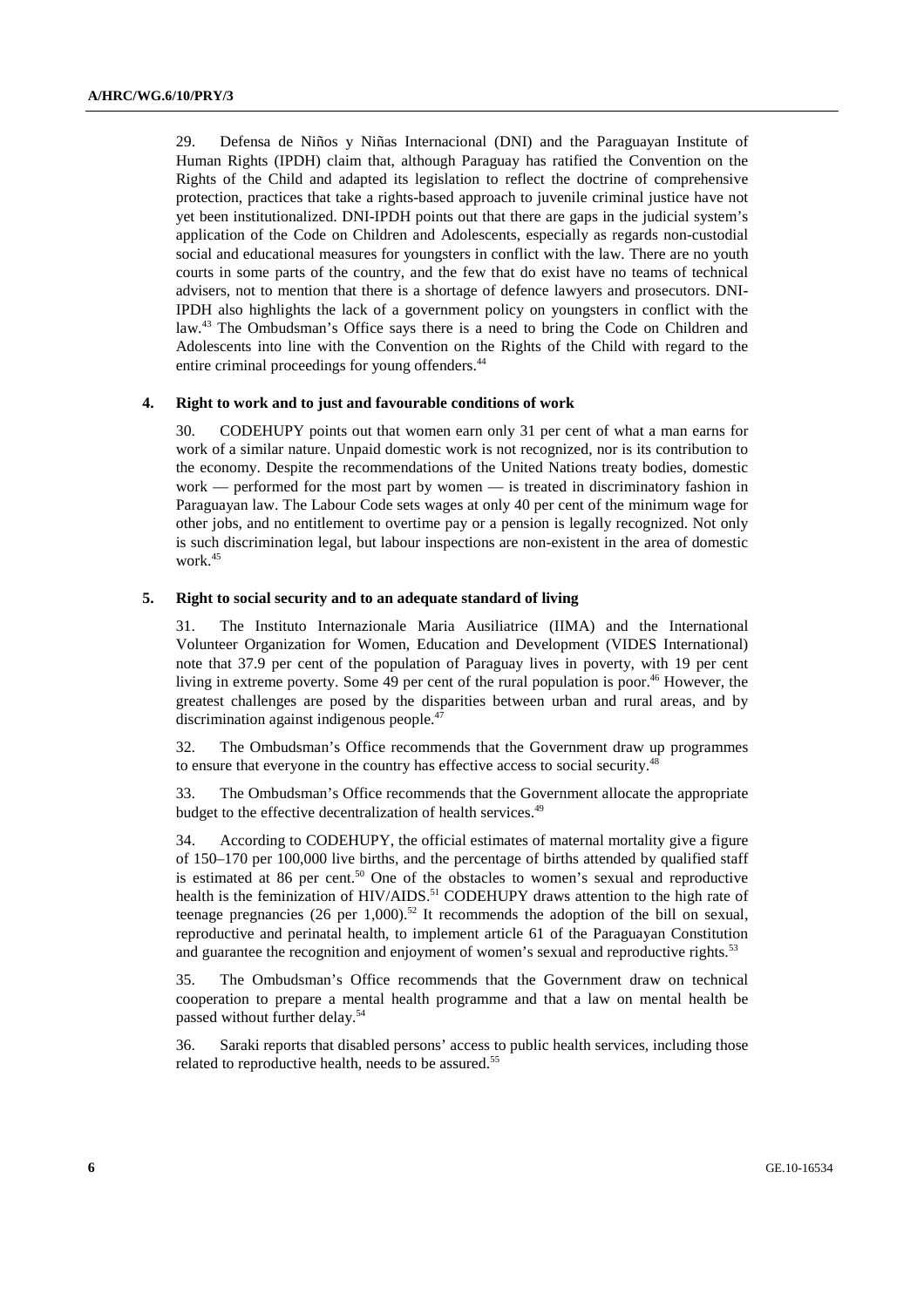29. Defensa de Niños y Niñas Internacional (DNI) and the Paraguayan Institute of Human Rights (IPDH) claim that, although Paraguay has ratified the Convention on the Rights of the Child and adapted its legislation to reflect the doctrine of comprehensive protection, practices that take a rights-based approach to juvenile criminal justice have not yet been institutionalized. DNI-IPDH points out that there are gaps in the judicial system's application of the Code on Children and Adolescents, especially as regards non-custodial social and educational measures for youngsters in conflict with the law. There are no youth courts in some parts of the country, and the few that do exist have no teams of technical advisers, not to mention that there is a shortage of defence lawyers and prosecutors. DNI-IPDH also highlights the lack of a government policy on youngsters in conflict with the law.[43] The Ombudsman's Office says there is a need to bring the Code on Children and Adolescents into line with the Convention on the Rights of the Child with regard to the entire criminal proceedings for young offenders.[44]

### 4. Right to work and to just and favourable conditions of work

30. CODEHUPY points out that women earn only 31 per cent of what a man earns for work of a similar nature. Unpaid domestic work is not recognized, nor is its contribution to the economy. Despite the recommendations of the United Nations treaty bodies, domestic work — performed for the most part by women — is treated in discriminatory fashion in Paraguayan law. The Labour Code sets wages at only 40 per cent of the minimum wage for other jobs, and no entitlement to overtime pay or a pension is legally recognized. Not only is such discrimination legal, but labour inspections are non-existent in the area of domestic work.[45]

### 5. Right to social security and to an adequate standard of living

31. The Instituto Internazionale Maria Ausiliatrice (IIMA) and the International Volunteer Organization for Women, Education and Development (VIDES International) note that 37.9 per cent of the population of Paraguay lives in poverty, with 19 per cent living in extreme poverty. Some 49 per cent of the rural population is poor.[46] However, the greatest challenges are posed by the disparities between urban and rural areas, and by discrimination against indigenous people.[47]

32. The Ombudsman's Office recommends that the Government draw up programmes to ensure that everyone in the country has effective access to social security.[48]

33. The Ombudsman's Office recommends that the Government allocate the appropriate budget to the effective decentralization of health services.[49]

34. According to CODEHUPY, the official estimates of maternal mortality give a figure of 150–170 per 100,000 live births, and the percentage of births attended by qualified staff is estimated at 86 per cent.[50] One of the obstacles to women's sexual and reproductive health is the feminization of HIV/AIDS.[51] CODEHUPY draws attention to the high rate of teenage pregnancies (26 per 1,000).[52] It recommends the adoption of the bill on sexual, reproductive and perinatal health, to implement article 61 of the Paraguayan Constitution and guarantee the recognition and enjoyment of women's sexual and reproductive rights.[53]

35. The Ombudsman's Office recommends that the Government draw on technical cooperation to prepare a mental health programme and that a law on mental health be passed without further delay.[54]

36. Saraki reports that disabled persons' access to public health services, including those related to reproductive health, needs to be assured.[55]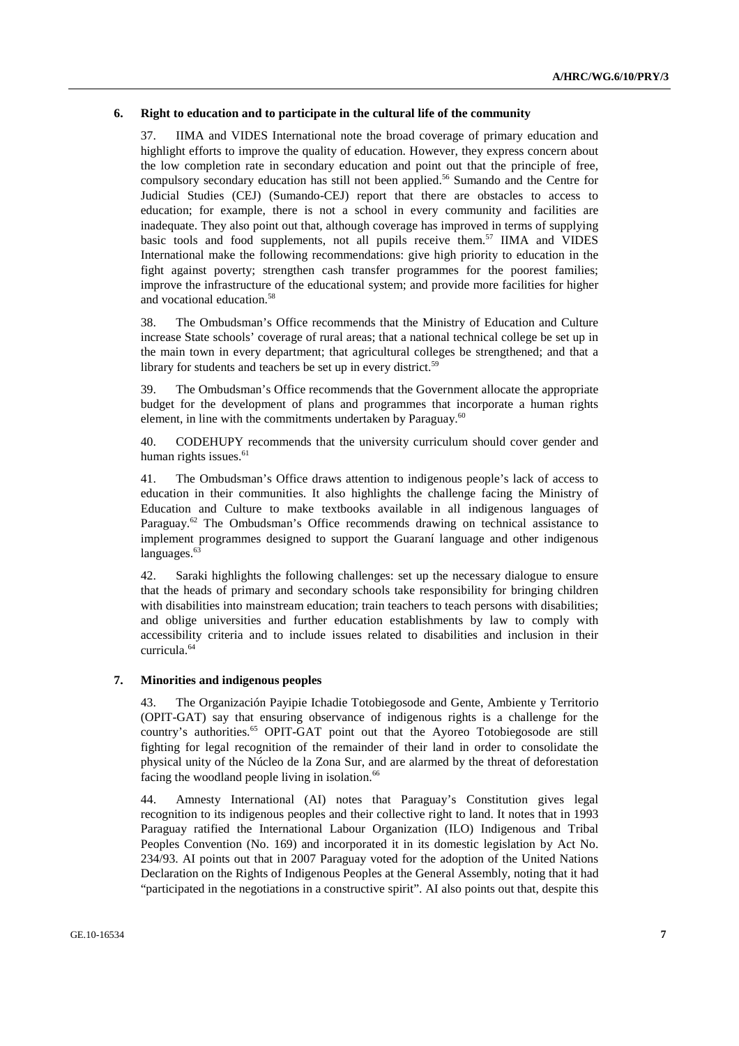### 6. Right to education and to participate in the cultural life of the community

37. IIMA and VIDES International note the broad coverage of primary education and highlight efforts to improve the quality of education. However, they express concern about the low completion rate in secondary education and point out that the principle of free, compulsory secondary education has still not been applied.[56] Sumando and the Centre for Judicial Studies (CEJ) (Sumando-CEJ) report that there are obstacles to access to education; for example, there is not a school in every community and facilities are inadequate. They also point out that, although coverage has improved in terms of supplying basic tools and food supplements, not all pupils receive them.[57] IIMA and VIDES International make the following recommendations: give high priority to education in the fight against poverty; strengthen cash transfer programmes for the poorest families; improve the infrastructure of the educational system; and provide more facilities for higher and vocational education.[58]

38. The Ombudsman's Office recommends that the Ministry of Education and Culture increase State schools' coverage of rural areas; that a national technical college be set up in the main town in every department; that agricultural colleges be strengthened; and that a library for students and teachers be set up in every district.[59]

39. The Ombudsman's Office recommends that the Government allocate the appropriate budget for the development of plans and programmes that incorporate a human rights element, in line with the commitments undertaken by Paraguay.[60]

40. CODEHUPY recommends that the university curriculum should cover gender and human rights issues.[61]

41. The Ombudsman's Office draws attention to indigenous people's lack of access to education in their communities. It also highlights the challenge facing the Ministry of Education and Culture to make textbooks available in all indigenous languages of Paraguay.[62] The Ombudsman's Office recommends drawing on technical assistance to implement programmes designed to support the Guaraní language and other indigenous languages.[63]

42. Saraki highlights the following challenges: set up the necessary dialogue to ensure that the heads of primary and secondary schools take responsibility for bringing children with disabilities into mainstream education; train teachers to teach persons with disabilities; and oblige universities and further education establishments by law to comply with accessibility criteria and to include issues related to disabilities and inclusion in their curricula.[64]

### 7. Minorities and indigenous peoples

43. The Organización Payipie Ichadie Totobiegosode and Gente, Ambiente y Territorio (OPIT-GAT) say that ensuring observance of indigenous rights is a challenge for the country's authorities.[65] OPIT-GAT point out that the Ayoreo Totobiegosode are still fighting for legal recognition of the remainder of their land in order to consolidate the physical unity of the Núcleo de la Zona Sur, and are alarmed by the threat of deforestation facing the woodland people living in isolation.[66]

44. Amnesty International (AI) notes that Paraguay's Constitution gives legal recognition to its indigenous peoples and their collective right to land. It notes that in 1993 Paraguay ratified the International Labour Organization (ILO) Indigenous and Tribal Peoples Convention (No. 169) and incorporated it in its domestic legislation by Act No. 234/93. AI points out that in 2007 Paraguay voted for the adoption of the United Nations Declaration on the Rights of Indigenous Peoples at the General Assembly, noting that it had "participated in the negotiations in a constructive spirit". AI also points out that, despite this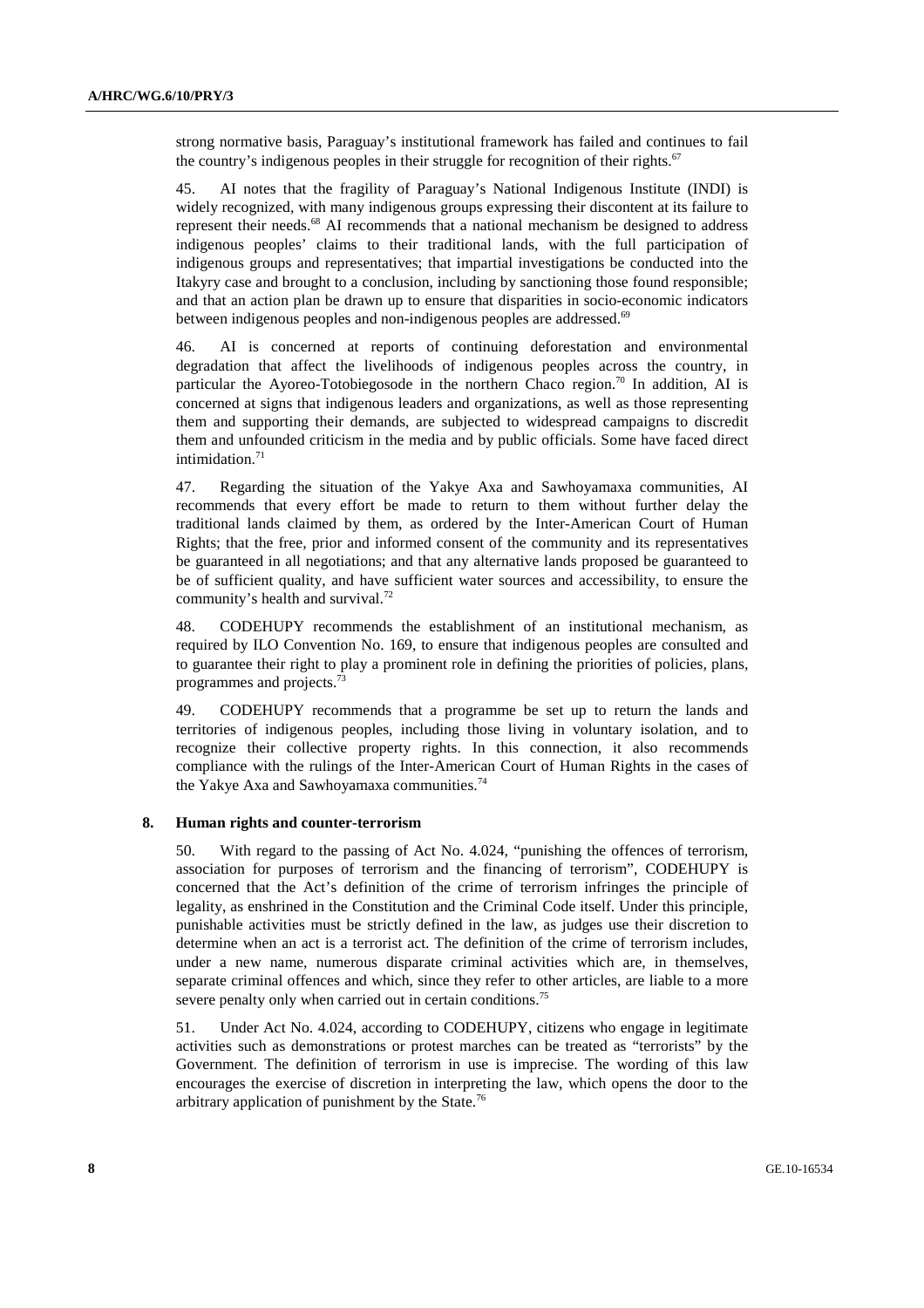strong normative basis, Paraguay's institutional framework has failed and continues to fail the country's indigenous peoples in their struggle for recognition of their rights.[67]

45. AI notes that the fragility of Paraguay's National Indigenous Institute (INDI) is widely recognized, with many indigenous groups expressing their discontent at its failure to represent their needs.[68] AI recommends that a national mechanism be designed to address indigenous peoples' claims to their traditional lands, with the full participation of indigenous groups and representatives; that impartial investigations be conducted into the Itakyry case and brought to a conclusion, including by sanctioning those found responsible; and that an action plan be drawn up to ensure that disparities in socio-economic indicators between indigenous peoples and non-indigenous peoples are addressed.[69]

46. AI is concerned at reports of continuing deforestation and environmental degradation that affect the livelihoods of indigenous peoples across the country, in particular the Ayoreo-Totobiegosode in the northern Chaco region.[70] In addition, AI is concerned at signs that indigenous leaders and organizations, as well as those representing them and supporting their demands, are subjected to widespread campaigns to discredit them and unfounded criticism in the media and by public officials. Some have faced direct intimidation.[71]

47. Regarding the situation of the Yakye Axa and Sawhoyamaxa communities, AI recommends that every effort be made to return to them without further delay the traditional lands claimed by them, as ordered by the Inter-American Court of Human Rights; that the free, prior and informed consent of the community and its representatives be guaranteed in all negotiations; and that any alternative lands proposed be guaranteed to be of sufficient quality, and have sufficient water sources and accessibility, to ensure the community's health and survival.[72]

48. CODEHUPY recommends the establishment of an institutional mechanism, as required by ILO Convention No. 169, to ensure that indigenous peoples are consulted and to guarantee their right to play a prominent role in defining the priorities of policies, plans, programmes and projects.[73]

49. CODEHUPY recommends that a programme be set up to return the lands and territories of indigenous peoples, including those living in voluntary isolation, and to recognize their collective property rights. In this connection, it also recommends compliance with the rulings of the Inter-American Court of Human Rights in the cases of the Yakye Axa and Sawhoyamaxa communities.[74]

### 8. Human rights and counter-terrorism

50. With regard to the passing of Act No. 4.024, "punishing the offences of terrorism, association for purposes of terrorism and the financing of terrorism", CODEHUPY is concerned that the Act's definition of the crime of terrorism infringes the principle of legality, as enshrined in the Constitution and the Criminal Code itself. Under this principle, punishable activities must be strictly defined in the law, as judges use their discretion to determine when an act is a terrorist act. The definition of the crime of terrorism includes, under a new name, numerous disparate criminal activities which are, in themselves, separate criminal offences and which, since they refer to other articles, are liable to a more severe penalty only when carried out in certain conditions.[75]

51. Under Act No. 4.024, according to CODEHUPY, citizens who engage in legitimate activities such as demonstrations or protest marches can be treated as "terrorists" by the Government. The definition of terrorism in use is imprecise. The wording of this law encourages the exercise of discretion in interpreting the law, which opens the door to the arbitrary application of punishment by the State.[76]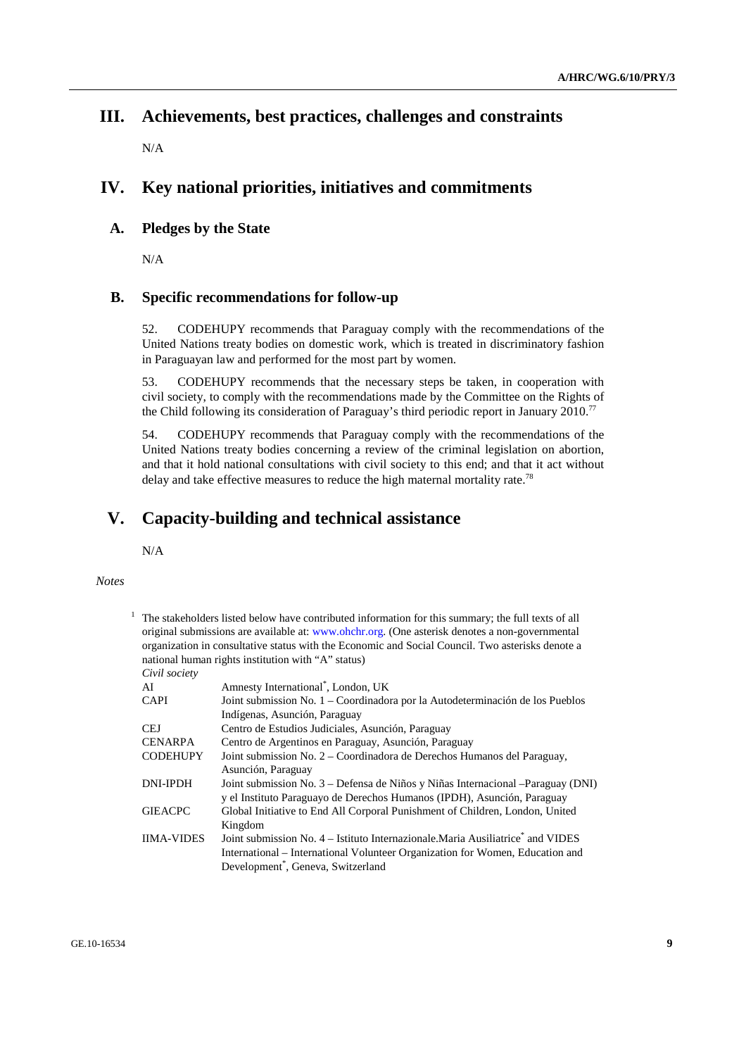# III. Achievements, best practices, challenges and constraints

N/A

# IV. Key national priorities, initiatives and commitments

## A. Pledges by the State

N/A

## B. Specific recommendations for follow-up

52. CODEHUPY recommends that Paraguay comply with the recommendations of the United Nations treaty bodies on domestic work, which is treated in discriminatory fashion in Paraguayan law and performed for the most part by women.

53. CODEHUPY recommends that the necessary steps be taken, in cooperation with civil society, to comply with the recommendations made by the Committee on the Rights of the Child following its consideration of Paraguay's third periodic report in January 2010.[77]

54. CODEHUPY recommends that Paraguay comply with the recommendations of the United Nations treaty bodies concerning a review of the criminal legislation on abortion, and that it hold national consultations with civil society to this end; and that it act without delay and take effective measures to reduce the high maternal mortality rate.[78]

# V. Capacity-building and technical assistance

N/A

*Notes*

[1] The stakeholders listed below have contributed information for this summary; the full texts of all original submissions are available at: www.ohchr.org. (One asterisk denotes a non-governmental organization in consultative status with the Economic and Social Council. Two asterisks denote a national human rights institution with "A" status)

*Civil society*

| | |
|---|---|
| AI | Amnesty International*, London, UK |
| CAPI | Joint submission No. 1 – Coordinadora por la Autodeterminación de los Pueblos Indígenas, Asunción, Paraguay |
| CEJ | Centro de Estudios Judiciales, Asunción, Paraguay |
| CENARPA | Centro de Argentinos en Paraguay, Asunción, Paraguay |
| CODEHUPY | Joint submission No. 2 – Coordinadora de Derechos Humanos del Paraguay, Asunción, Paraguay |
| DNI-IPDH | Joint submission No. 3 – Defensa de Niños y Niñas Internacional –Paraguay (DNI) y el Instituto Paraguayo de Derechos Humanos (IPDH), Asunción, Paraguay |
| GIEACPC | Global Initiative to End All Corporal Punishment of Children, London, United Kingdom |
| IIMA-VIDES | Joint submission No. 4 – Istituto Internazionale.Maria Ausiliatrice* and VIDES International – International Volunteer Organization for Women, Education and Development*, Geneva, Switzerland |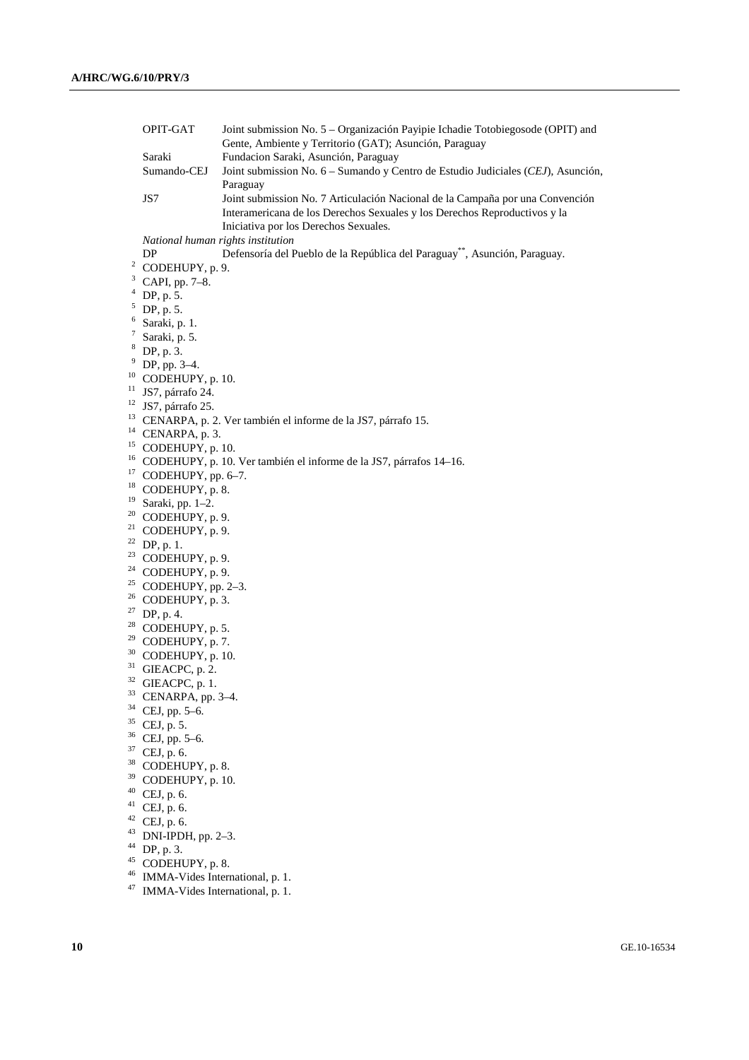| | |
|---|---|
| OPIT-GAT | Joint submission No. 5 – Organización Payipie Ichadie Totobiegosode (OPIT) and Gente, Ambiente y Territorio (GAT); Asunción, Paraguay |
| Saraki | Fundacion Saraki, Asunción, Paraguay |
| Sumando-CEJ | Joint submission No. 6 – Sumando y Centro de Estudio Judiciales (*CEJ*), Asunción, Paraguay |
| JS7 | Joint submission No. 7 Articulación Nacional de la Campaña por una Convención Interamericana de los Derechos Sexuales y los Derechos Reproductivos y la Iniciativa por los Derechos Sexuales. |

*National human rights institution*

| | |
|---|---|
| DP | Defensoría del Pueblo de la República del Paraguay**, Asunción, Paraguay. |

[2] CODEHUPY, p. 9.
[3] CAPI, pp. 7–8.
[4] DP, p. 5.
[5] DP, p. 5.
[6] Saraki, p. 1.
[7] Saraki, p. 5.
[8] DP, p. 3.
[9] DP, pp. 3–4.
[10] CODEHUPY, p. 10.
[11] JS7, párrafo 24.
[12] JS7, párrafo 25.
[13] CENARPA, p. 2. Ver también el informe de la JS7, párrafo 15.
[14] CENARPA, p. 3.
[15] CODEHUPY, p. 10.
[16] CODEHUPY, p. 10. Ver también el informe de la JS7, párrafos 14–16.
[17] CODEHUPY, pp. 6–7.
[18] CODEHUPY, p. 8.
[19] Saraki, pp. 1–2.
[20] CODEHUPY, p. 9.
[21] CODEHUPY, p. 9.
[22] DP, p. 1.
[23] CODEHUPY, p. 9.
[24] CODEHUPY, p. 9.
[25] CODEHUPY, pp. 2–3.
[26] CODEHUPY, p. 3.
[27] DP, p. 4.
[28] CODEHUPY, p. 5.
[29] CODEHUPY, p. 7.
[30] CODEHUPY, p. 10.
[31] GIEACPC, p. 2.
[32] GIEACPC, p. 1.
[33] CENARPA, pp. 3–4.
[34] CEJ, pp. 5–6.
[35] CEJ, p. 5.
[36] CEJ, pp. 5–6.
[37] CEJ, p. 6.
[38] CODEHUPY, p. 8.
[39] CODEHUPY, p. 10.
[40] CEJ, p. 6.
[41] CEJ, p. 6.
[42] CEJ, p. 6.
[43] DNI-IPDH, pp. 2–3.
[44] DP, p. 3.
[45] CODEHUPY, p. 8.
[46] IMMA-Vides International, p. 1.
[47] IMMA-Vides International, p. 1.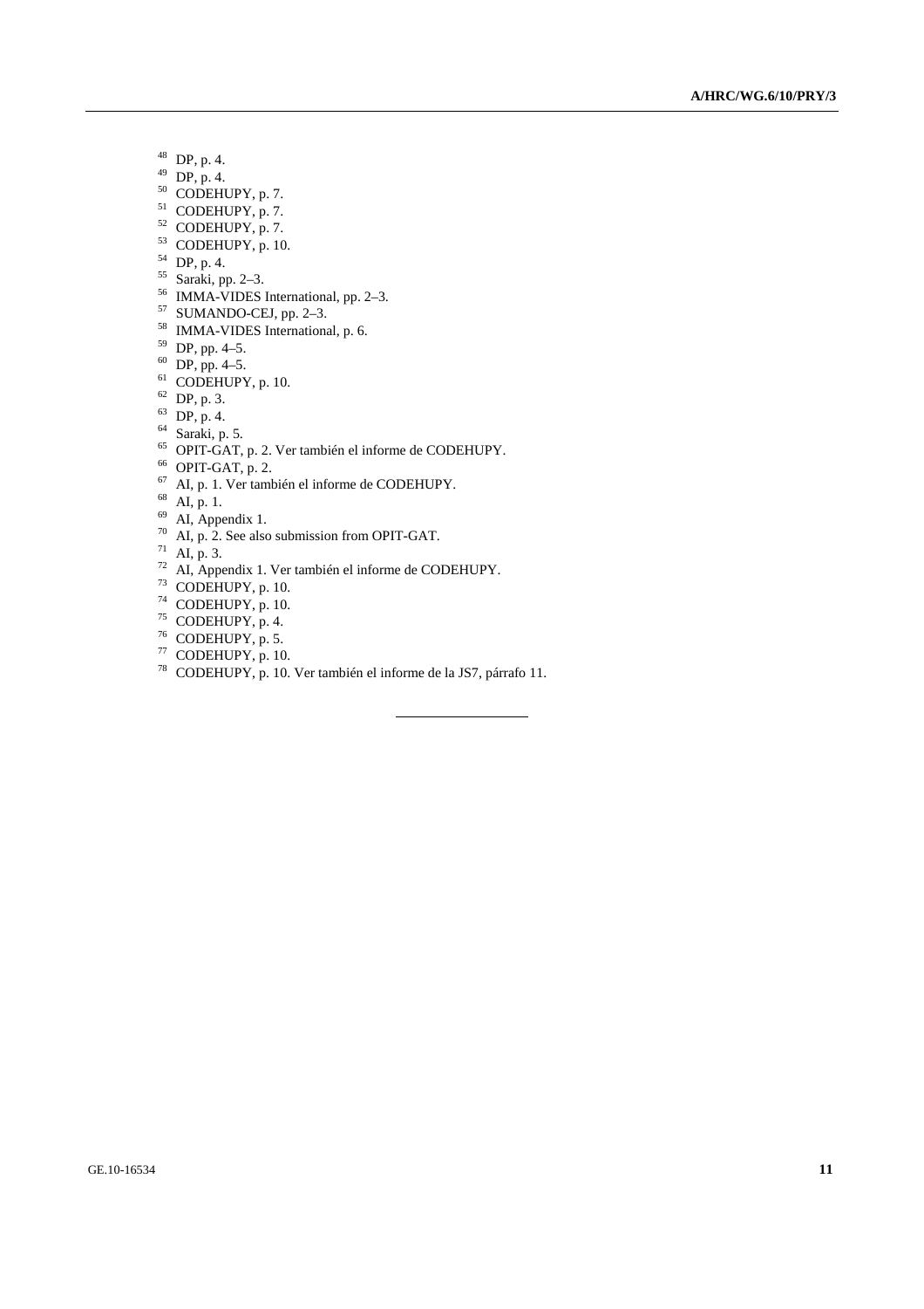[48] DP, p. 4.
[49] DP, p. 4.
[50] CODEHUPY, p. 7.
[51] CODEHUPY, p. 7.
[52] CODEHUPY, p. 7.
[53] CODEHUPY, p. 10.
[54] DP, p. 4.
[55] Saraki, pp. 2–3.
[56] IMMA-VIDES International, pp. 2–3.
[57] SUMANDO-CEJ, pp. 2–3.
[58] IMMA-VIDES International, p. 6.
[59] DP, pp. 4–5.
[60] DP, pp. 4–5.
[61] CODEHUPY, p. 10.
[62] DP, p. 3.
[63] DP, p. 4.
[64] Saraki, p. 5.
[65] OPIT-GAT, p. 2. Ver también el informe de CODEHUPY.
[66] OPIT-GAT, p. 2.
[67] AI, p. 1. Ver también el informe de CODEHUPY.
[68] AI, p. 1.
[69] AI, Appendix 1.
[70] AI, p. 2. See also submission from OPIT-GAT.
[71] AI, p. 3.
[72] AI, Appendix 1. Ver también el informe de CODEHUPY.
[73] CODEHUPY, p. 10.
[74] CODEHUPY, p. 10.
[75] CODEHUPY, p. 4.
[76] CODEHUPY, p. 5.
[77] CODEHUPY, p. 10.
[78] CODEHUPY, p. 10. Ver también el informe de la JS7, párrafo 11.